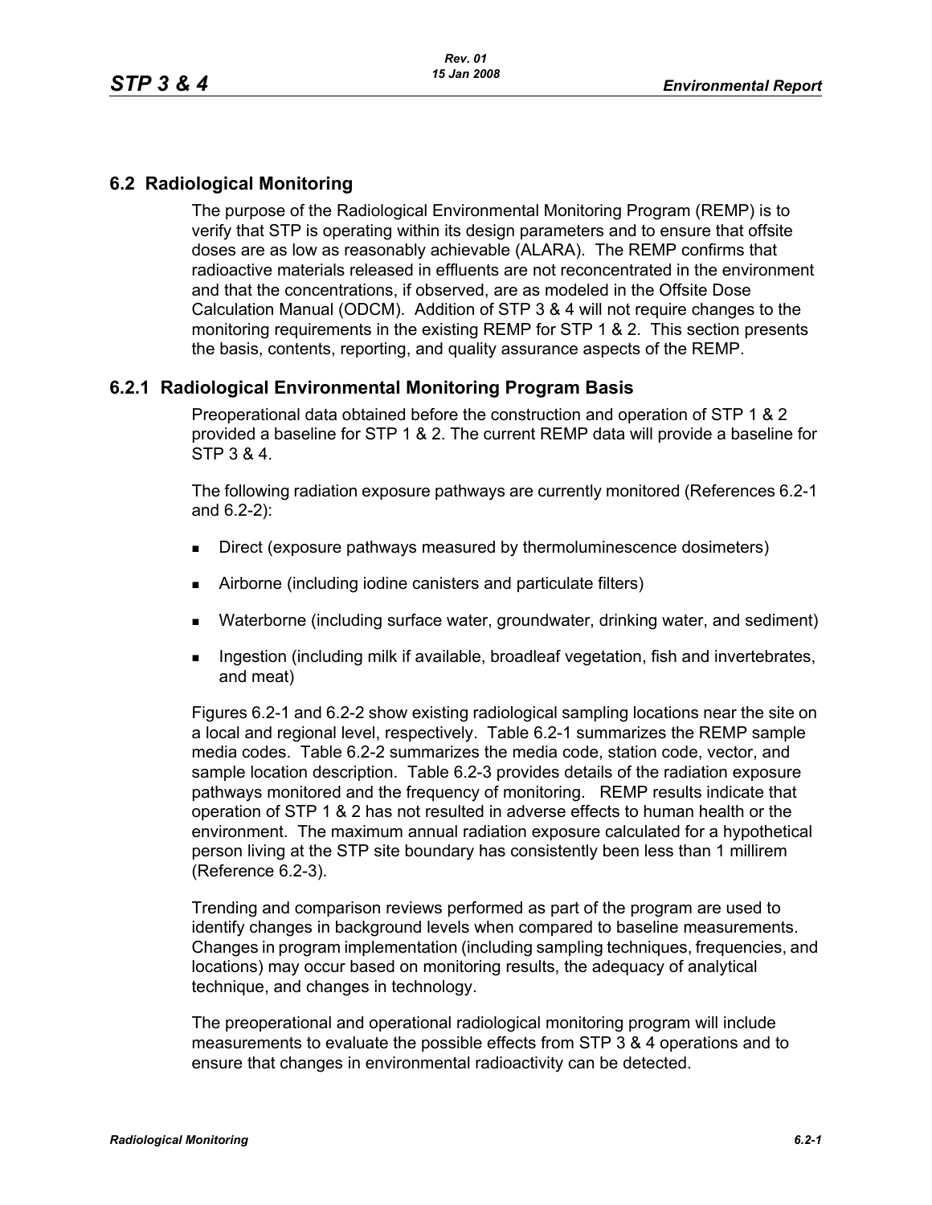## 6.2 Radiological Monitoring

The purpose of the Radiological Environmental Monitoring Program (REMP) is to verify that STP is operating within its design parameters and to ensure that offsite doses are as low as reasonably achievable (ALARA). The REMP confirms that radioactive materials released in effluents are not reconcentrated in the environment and that the concentrations, if observed, are as modeled in the Offsite Dose Calculation Manual (ODCM). Addition of STP 3 & 4 will not require changes to the monitoring requirements in the existing REMP for STP 1 & 2. This section presents the basis, contents, reporting, and quality assurance aspects of the REMP.

### 6.2.1 Radiological Environmental Monitoring Program Basis

Preoperational data obtained before the construction and operation of STP 1 & 2 provided a baseline for STP 1 & 2. The current REMP data will provide a baseline for STP 3 & 4.

The following radiation exposure pathways are currently monitored (References 6.2-1 and 6.2-2):

- Direct (exposure pathways measured by thermoluminescence dosimeters)
- Airborne (including iodine canisters and particulate filters)
- Waterborne (including surface water, groundwater, drinking water, and sediment)
- Ingestion (including milk if available, broadleaf vegetation, fish and invertebrates, and meat)

Figures 6.2-1 and 6.2-2 show existing radiological sampling locations near the site on a local and regional level, respectively. Table 6.2-1 summarizes the REMP sample media codes. Table 6.2-2 summarizes the media code, station code, vector, and sample location description. Table 6.2-3 provides details of the radiation exposure pathways monitored and the frequency of monitoring. REMP results indicate that operation of STP 1 & 2 has not resulted in adverse effects to human health or the environment. The maximum annual radiation exposure calculated for a hypothetical person living at the STP site boundary has consistently been less than 1 millirem (Reference 6.2-3).

Trending and comparison reviews performed as part of the program are used to identify changes in background levels when compared to baseline measurements. Changes in program implementation (including sampling techniques, frequencies, and locations) may occur based on monitoring results, the adequacy of analytical technique, and changes in technology.

The preoperational and operational radiological monitoring program will include measurements to evaluate the possible effects from STP 3 & 4 operations and to ensure that changes in environmental radioactivity can be detected.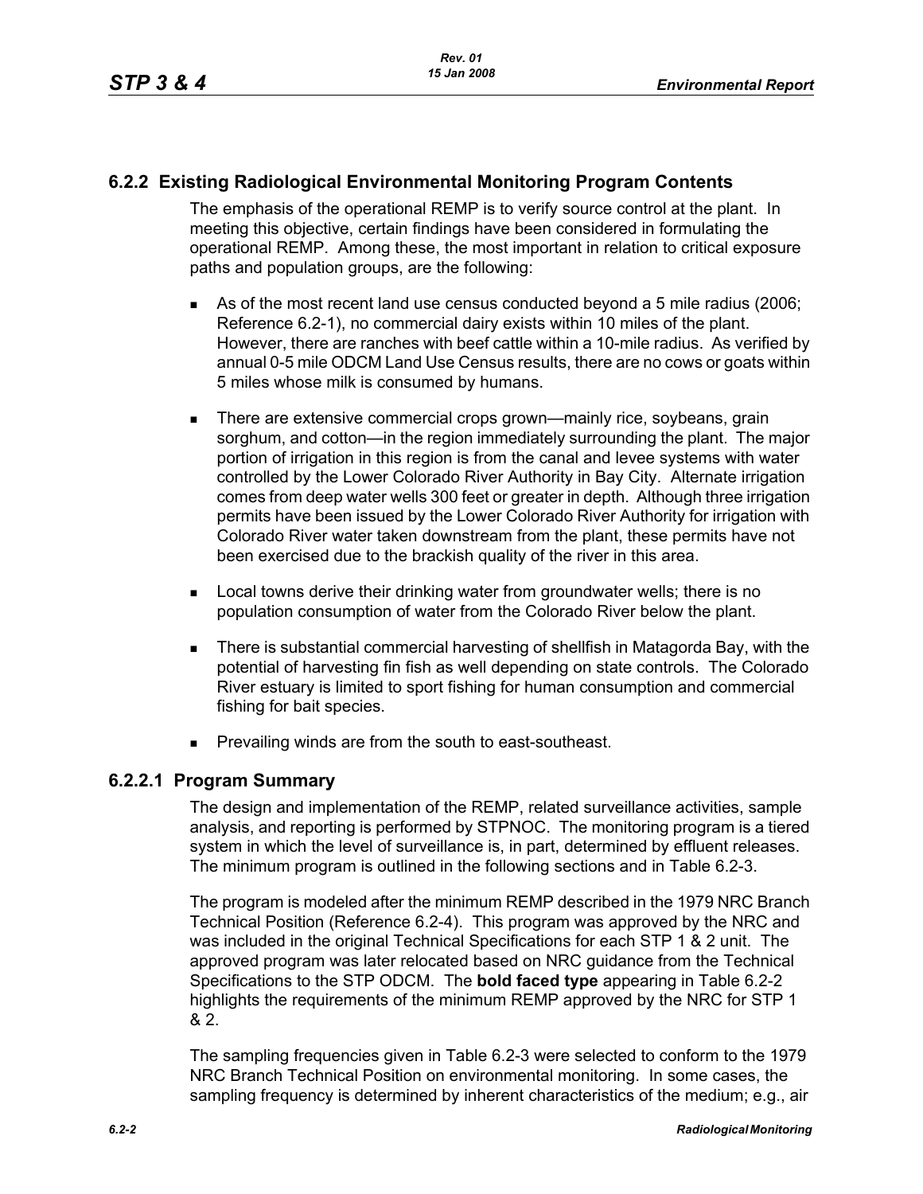## 6.2.2 Existing Radiological Environmental Monitoring Program Contents

The emphasis of the operational REMP is to verify source control at the plant. In meeting this objective, certain findings have been considered in formulating the operational REMP. Among these, the most important in relation to critical exposure paths and population groups, are the following:

- As of the most recent land use census conducted beyond a 5 mile radius (2006; Reference 6.2-1), no commercial dairy exists within 10 miles of the plant. However, there are ranches with beef cattle within a 10-mile radius. As verified by annual 0-5 mile ODCM Land Use Census results, there are no cows or goats within 5 miles whose milk is consumed by humans.
- There are extensive commercial crops grown—mainly rice, soybeans, grain sorghum, and cotton—in the region immediately surrounding the plant. The major portion of irrigation in this region is from the canal and levee systems with water controlled by the Lower Colorado River Authority in Bay City. Alternate irrigation comes from deep water wells 300 feet or greater in depth. Although three irrigation permits have been issued by the Lower Colorado River Authority for irrigation with Colorado River water taken downstream from the plant, these permits have not been exercised due to the brackish quality of the river in this area.
- Local towns derive their drinking water from groundwater wells; there is no population consumption of water from the Colorado River below the plant.
- There is substantial commercial harvesting of shellfish in Matagorda Bay, with the potential of harvesting fin fish as well depending on state controls. The Colorado River estuary is limited to sport fishing for human consumption and commercial fishing for bait species.
- Prevailing winds are from the south to east-southeast.

### 6.2.2.1 Program Summary

The design and implementation of the REMP, related surveillance activities, sample analysis, and reporting is performed by STPNOC. The monitoring program is a tiered system in which the level of surveillance is, in part, determined by effluent releases. The minimum program is outlined in the following sections and in Table 6.2-3.

The program is modeled after the minimum REMP described in the 1979 NRC Branch Technical Position (Reference 6.2-4). This program was approved by the NRC and was included in the original Technical Specifications for each STP 1 & 2 unit. The approved program was later relocated based on NRC guidance from the Technical Specifications to the STP ODCM. The **bold faced type** appearing in Table 6.2-2 highlights the requirements of the minimum REMP approved by the NRC for STP 1 & 2.

The sampling frequencies given in Table 6.2-3 were selected to conform to the 1979 NRC Branch Technical Position on environmental monitoring. In some cases, the sampling frequency is determined by inherent characteristics of the medium; e.g., air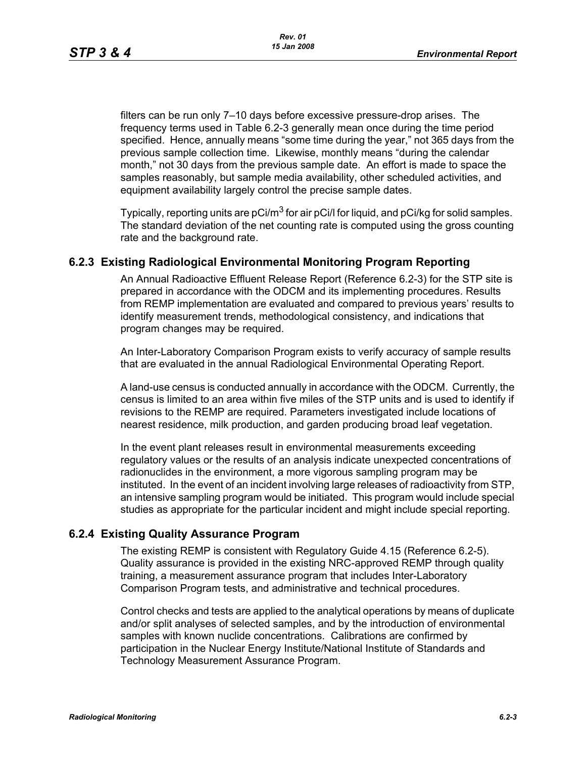filters can be run only 7–10 days before excessive pressure-drop arises. The frequency terms used in Table 6.2-3 generally mean once during the time period specified. Hence, annually means "some time during the year," not 365 days from the previous sample collection time. Likewise, monthly means "during the calendar month," not 30 days from the previous sample date. An effort is made to space the samples reasonably, but sample media availability, other scheduled activities, and equipment availability largely control the precise sample dates.

Typically, reporting units are pCi/m$^3$ for air pCi/l for liquid, and pCi/kg for solid samples. The standard deviation of the net counting rate is computed using the gross counting rate and the background rate.

## 6.2.3 Existing Radiological Environmental Monitoring Program Reporting

An Annual Radioactive Effluent Release Report (Reference 6.2-3) for the STP site is prepared in accordance with the ODCM and its implementing procedures. Results from REMP implementation are evaluated and compared to previous years' results to identify measurement trends, methodological consistency, and indications that program changes may be required.

An Inter-Laboratory Comparison Program exists to verify accuracy of sample results that are evaluated in the annual Radiological Environmental Operating Report.

A land-use census is conducted annually in accordance with the ODCM. Currently, the census is limited to an area within five miles of the STP units and is used to identify if revisions to the REMP are required. Parameters investigated include locations of nearest residence, milk production, and garden producing broad leaf vegetation.

In the event plant releases result in environmental measurements exceeding regulatory values or the results of an analysis indicate unexpected concentrations of radionuclides in the environment, a more vigorous sampling program may be instituted. In the event of an incident involving large releases of radioactivity from STP, an intensive sampling program would be initiated. This program would include special studies as appropriate for the particular incident and might include special reporting.

## 6.2.4 Existing Quality Assurance Program

The existing REMP is consistent with Regulatory Guide 4.15 (Reference 6.2-5). Quality assurance is provided in the existing NRC-approved REMP through quality training, a measurement assurance program that includes Inter-Laboratory Comparison Program tests, and administrative and technical procedures.

Control checks and tests are applied to the analytical operations by means of duplicate and/or split analyses of selected samples, and by the introduction of environmental samples with known nuclide concentrations. Calibrations are confirmed by participation in the Nuclear Energy Institute/National Institute of Standards and Technology Measurement Assurance Program.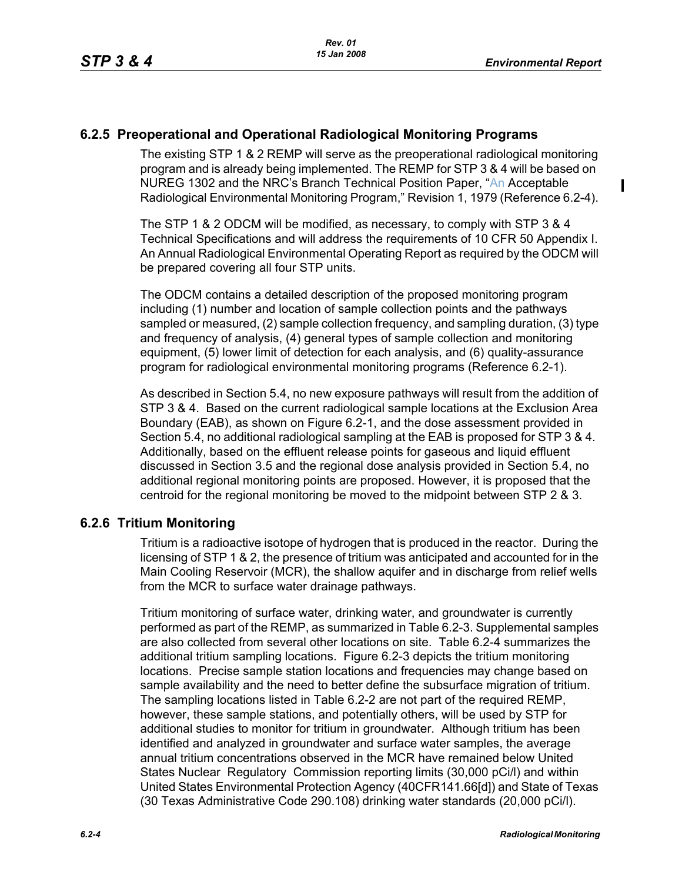## 6.2.5 Preoperational and Operational Radiological Monitoring Programs

The existing STP 1 & 2 REMP will serve as the preoperational radiological monitoring program and is already being implemented. The REMP for STP 3 & 4 will be based on NUREG 1302 and the NRC's Branch Technical Position Paper, "An Acceptable Radiological Environmental Monitoring Program," Revision 1, 1979 (Reference 6.2-4).

The STP 1 & 2 ODCM will be modified, as necessary, to comply with STP 3 & 4 Technical Specifications and will address the requirements of 10 CFR 50 Appendix I. An Annual Radiological Environmental Operating Report as required by the ODCM will be prepared covering all four STP units.

The ODCM contains a detailed description of the proposed monitoring program including (1) number and location of sample collection points and the pathways sampled or measured, (2) sample collection frequency, and sampling duration, (3) type and frequency of analysis, (4) general types of sample collection and monitoring equipment, (5) lower limit of detection for each analysis, and (6) quality-assurance program for radiological environmental monitoring programs (Reference 6.2-1).

As described in Section 5.4, no new exposure pathways will result from the addition of STP 3 & 4. Based on the current radiological sample locations at the Exclusion Area Boundary (EAB), as shown on Figure 6.2-1, and the dose assessment provided in Section 5.4, no additional radiological sampling at the EAB is proposed for STP 3 & 4. Additionally, based on the effluent release points for gaseous and liquid effluent discussed in Section 3.5 and the regional dose analysis provided in Section 5.4, no additional regional monitoring points are proposed. However, it is proposed that the centroid for the regional monitoring be moved to the midpoint between STP 2 & 3.

## 6.2.6 Tritium Monitoring

Tritium is a radioactive isotope of hydrogen that is produced in the reactor. During the licensing of STP 1 & 2, the presence of tritium was anticipated and accounted for in the Main Cooling Reservoir (MCR), the shallow aquifer and in discharge from relief wells from the MCR to surface water drainage pathways.

Tritium monitoring of surface water, drinking water, and groundwater is currently performed as part of the REMP, as summarized in Table 6.2-3. Supplemental samples are also collected from several other locations on site. Table 6.2-4 summarizes the additional tritium sampling locations. Figure 6.2-3 depicts the tritium monitoring locations. Precise sample station locations and frequencies may change based on sample availability and the need to better define the subsurface migration of tritium. The sampling locations listed in Table 6.2-2 are not part of the required REMP, however, these sample stations, and potentially others, will be used by STP for additional studies to monitor for tritium in groundwater. Although tritium has been identified and analyzed in groundwater and surface water samples, the average annual tritium concentrations observed in the MCR have remained below United States Nuclear Regulatory Commission reporting limits (30,000 pCi/l) and within United States Environmental Protection Agency (40CFR141.66[d]) and State of Texas (30 Texas Administrative Code 290.108) drinking water standards (20,000 pCi/l).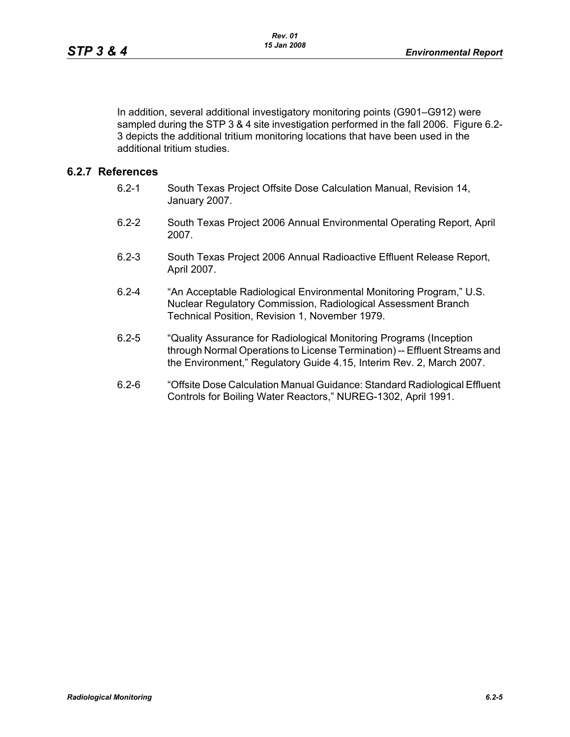In addition, several additional investigatory monitoring points (G901–G912) were sampled during the STP 3 & 4 site investigation performed in the fall 2006. Figure 6.2-3 depicts the additional tritium monitoring locations that have been used in the additional tritium studies.

### 6.2.7 References

6.2-1 South Texas Project Offsite Dose Calculation Manual, Revision 14, January 2007.

6.2-2 South Texas Project 2006 Annual Environmental Operating Report, April 2007.

6.2-3 South Texas Project 2006 Annual Radioactive Effluent Release Report, April 2007.

6.2-4 "An Acceptable Radiological Environmental Monitoring Program," U.S. Nuclear Regulatory Commission, Radiological Assessment Branch Technical Position, Revision 1, November 1979.

6.2-5 "Quality Assurance for Radiological Monitoring Programs (Inception through Normal Operations to License Termination) -- Effluent Streams and the Environment," Regulatory Guide 4.15, Interim Rev. 2, March 2007.

6.2-6 "Offsite Dose Calculation Manual Guidance: Standard Radiological Effluent Controls for Boiling Water Reactors," NUREG-1302, April 1991.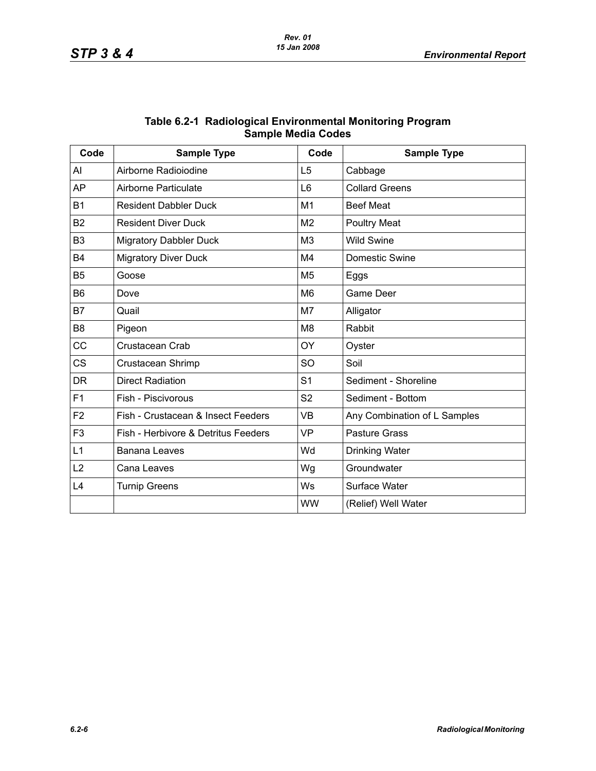## Table 6.2-1 Radiological Environmental Monitoring Program Sample Media Codes

| Code | Sample Type | Code | Sample Type |
|---|---|---|---|
| AI | Airborne Radioiodine | L5 | Cabbage |
| AP | Airborne Particulate | L6 | Collard Greens |
| B1 | Resident Dabbler Duck | M1 | Beef Meat |
| B2 | Resident Diver Duck | M2 | Poultry Meat |
| B3 | Migratory Dabbler Duck | M3 | Wild Swine |
| B4 | Migratory Diver Duck | M4 | Domestic Swine |
| B5 | Goose | M5 | Eggs |
| B6 | Dove | M6 | Game Deer |
| B7 | Quail | M7 | Alligator |
| B8 | Pigeon | M8 | Rabbit |
| CC | Crustacean Crab | OY | Oyster |
| CS | Crustacean Shrimp | SO | Soil |
| DR | Direct Radiation | S1 | Sediment - Shoreline |
| F1 | Fish - Piscivorous | S2 | Sediment - Bottom |
| F2 | Fish - Crustacean & Insect Feeders | VB | Any Combination of L Samples |
| F3 | Fish - Herbivore & Detritus Feeders | VP | Pasture Grass |
| L1 | Banana Leaves | Wd | Drinking Water |
| L2 | Cana Leaves | Wg | Groundwater |
| L4 | Turnip Greens | Ws | Surface Water |
| | | WW | (Relief) Well Water |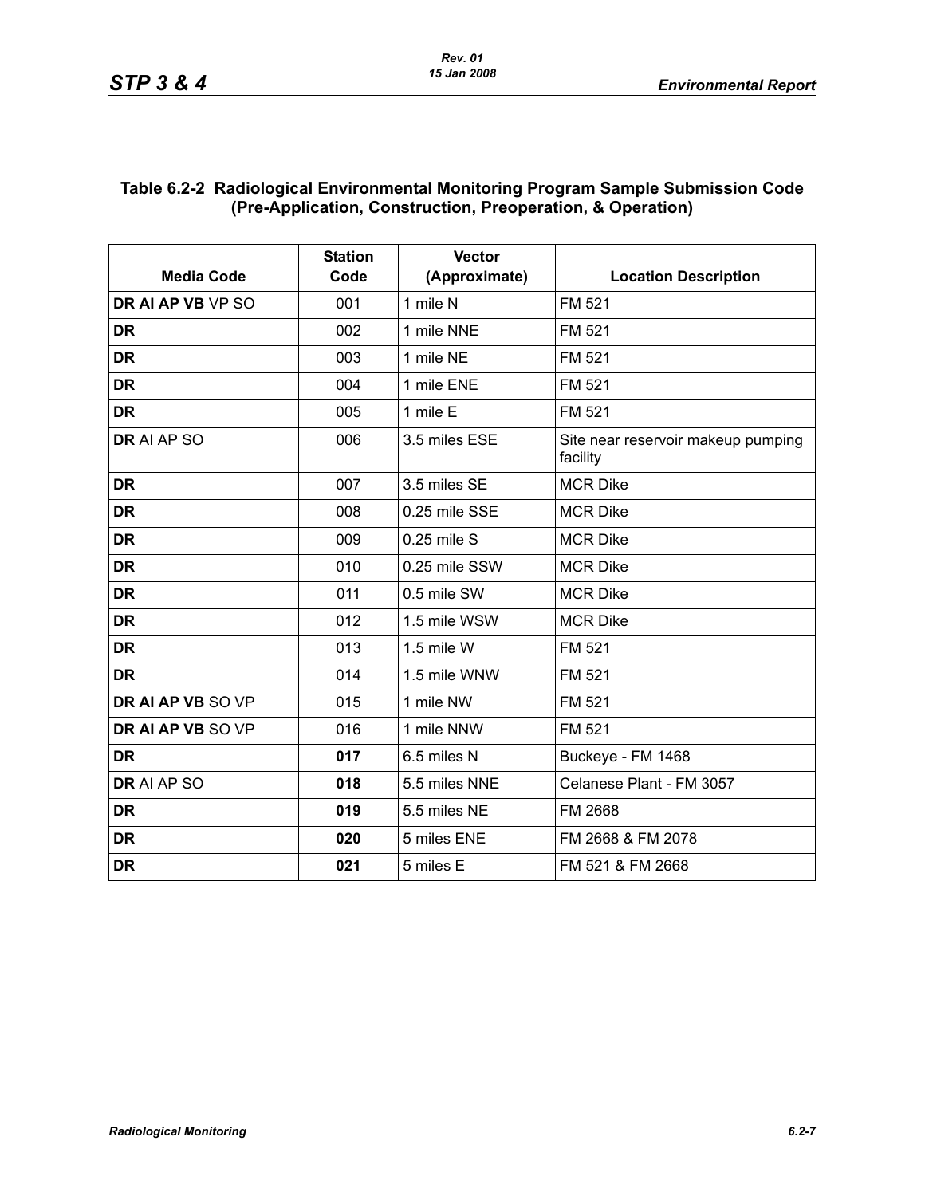## Table 6.2-2 Radiological Environmental Monitoring Program Sample Submission Code (Pre-Application, Construction, Preoperation, & Operation)

| Media Code | Station Code | Vector (Approximate) | Location Description |
|---|---|---|---|
| **DR AI AP VB** VP SO | 001 | 1 mile N | FM 521 |
| **DR** | 002 | 1 mile NNE | FM 521 |
| **DR** | 003 | 1 mile NE | FM 521 |
| **DR** | 004 | 1 mile ENE | FM 521 |
| **DR** | 005 | 1 mile E | FM 521 |
| **DR** AI AP SO | 006 | 3.5 miles ESE | Site near reservoir makeup pumping facility |
| **DR** | 007 | 3.5 miles SE | MCR Dike |
| **DR** | 008 | 0.25 mile SSE | MCR Dike |
| **DR** | 009 | 0.25 mile S | MCR Dike |
| **DR** | 010 | 0.25 mile SSW | MCR Dike |
| **DR** | 011 | 0.5 mile SW | MCR Dike |
| **DR** | 012 | 1.5 mile WSW | MCR Dike |
| **DR** | 013 | 1.5 mile W | FM 521 |
| **DR** | 014 | 1.5 mile WNW | FM 521 |
| **DR AI AP VB** SO VP | 015 | 1 mile NW | FM 521 |
| **DR AI AP VB** SO VP | 016 | 1 mile NNW | FM 521 |
| **DR** | **017** | 6.5 miles N | Buckeye - FM 1468 |
| **DR** AI AP SO | **018** | 5.5 miles NNE | Celanese Plant - FM 3057 |
| **DR** | **019** | 5.5 miles NE | FM 2668 |
| **DR** | **020** | 5 miles ENE | FM 2668 & FM 2078 |
| **DR** | **021** | 5 miles E | FM 521 & FM 2668 |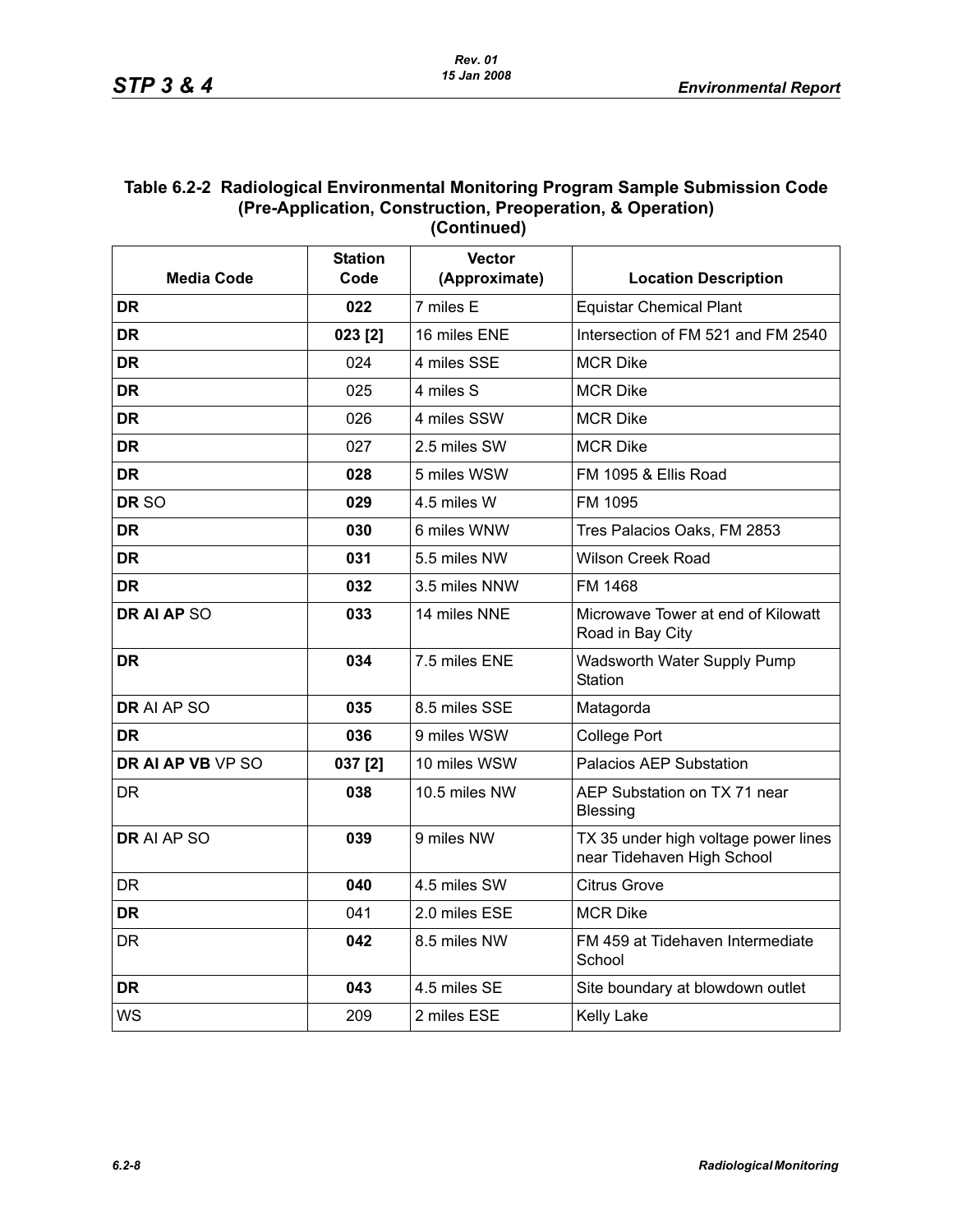## Table 6.2-2 Radiological Environmental Monitoring Program Sample Submission Code (Pre-Application, Construction, Preoperation, & Operation) (Continued)

| Media Code | Station Code | Vector (Approximate) | Location Description |
|---|---|---|---|
| **DR** | **022** | 7 miles E | Equistar Chemical Plant |
| **DR** | **023 [2]** | 16 miles ENE | Intersection of FM 521 and FM 2540 |
| **DR** | 024 | 4 miles SSE | MCR Dike |
| **DR** | 025 | 4 miles S | MCR Dike |
| **DR** | 026 | 4 miles SSW | MCR Dike |
| **DR** | 027 | 2.5 miles SW | MCR Dike |
| **DR** | **028** | 5 miles WSW | FM 1095 & Ellis Road |
| **DR** SO | **029** | 4.5 miles W | FM 1095 |
| **DR** | **030** | 6 miles WNW | Tres Palacios Oaks, FM 2853 |
| **DR** | **031** | 5.5 miles NW | Wilson Creek Road |
| **DR** | **032** | 3.5 miles NNW | FM 1468 |
| **DR AI AP** SO | **033** | 14 miles NNE | Microwave Tower at end of Kilowatt Road in Bay City |
| **DR** | **034** | 7.5 miles ENE | Wadsworth Water Supply Pump Station |
| **DR** AI AP SO | **035** | 8.5 miles SSE | Matagorda |
| **DR** | **036** | 9 miles WSW | College Port |
| **DR AI AP VB** VP SO | **037 [2]** | 10 miles WSW | Palacios AEP Substation |
| DR | **038** | 10.5 miles NW | AEP Substation on TX 71 near Blessing |
| **DR** AI AP SO | **039** | 9 miles NW | TX 35 under high voltage power lines near Tidehaven High School |
| DR | **040** | 4.5 miles SW | Citrus Grove |
| **DR** | 041 | 2.0 miles ESE | MCR Dike |
| DR | **042** | 8.5 miles NW | FM 459 at Tidehaven Intermediate School |
| **DR** | **043** | 4.5 miles SE | Site boundary at blowdown outlet |
| WS | 209 | 2 miles ESE | Kelly Lake |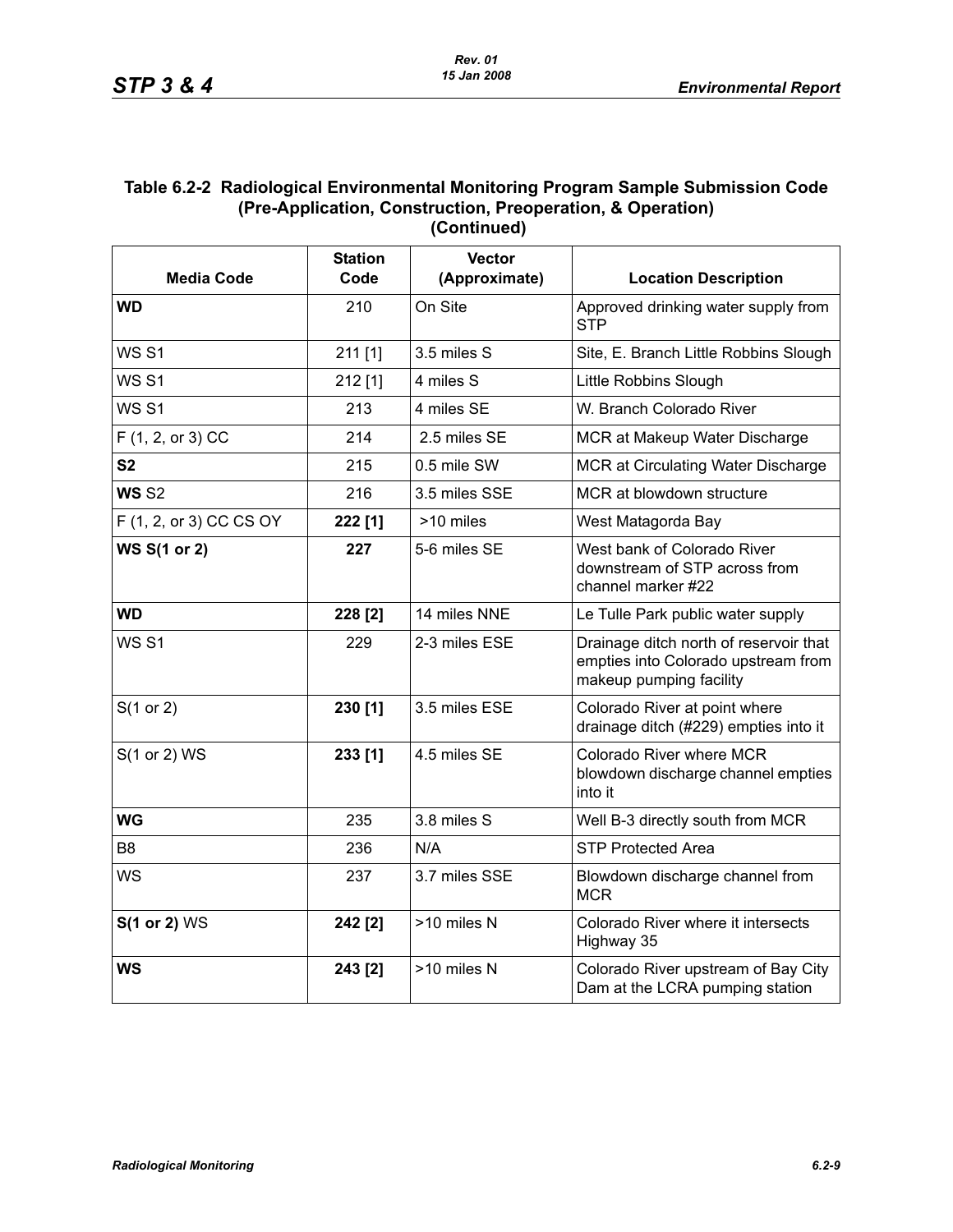### Table 6.2-2 Radiological Environmental Monitoring Program Sample Submission Code (Pre-Application, Construction, Preoperation, & Operation) (Continued)

| Media Code | Station Code | Vector (Approximate) | Location Description |
|---|---|---|---|
| **WD** | 210 | On Site | Approved drinking water supply from STP |
| WS S1 | 211 [1] | 3.5 miles S | Site, E. Branch Little Robbins Slough |
| WS S1 | 212 [1] | 4 miles S | Little Robbins Slough |
| WS S1 | 213 | 4 miles SE | W. Branch Colorado River |
| F (1, 2, or 3) CC | 214 | 2.5 miles SE | MCR at Makeup Water Discharge |
| **S2** | 215 | 0.5 mile SW | MCR at Circulating Water Discharge |
| **WS** S2 | 216 | 3.5 miles SSE | MCR at blowdown structure |
| F (1, 2, or 3) CC CS OY | **222 [1]** | >10 miles | West Matagorda Bay |
| **WS S(1 or 2)** | **227** | 5-6 miles SE | West bank of Colorado River downstream of STP across from channel marker #22 |
| **WD** | **228 [2]** | 14 miles NNE | Le Tulle Park public water supply |
| WS S1 | 229 | 2-3 miles ESE | Drainage ditch north of reservoir that empties into Colorado upstream from makeup pumping facility |
| S(1 or 2) | **230 [1]** | 3.5 miles ESE | Colorado River at point where drainage ditch (#229) empties into it |
| S(1 or 2) WS | **233 [1]** | 4.5 miles SE | Colorado River where MCR blowdown discharge channel empties into it |
| **WG** | 235 | 3.8 miles S | Well B-3 directly south from MCR |
| B8 | 236 | N/A | STP Protected Area |
| WS | 237 | 3.7 miles SSE | Blowdown discharge channel from MCR |
| **S(1 or 2)** WS | **242 [2]** | >10 miles N | Colorado River where it intersects Highway 35 |
| **WS** | **243 [2]** | >10 miles N | Colorado River upstream of Bay City Dam at the LCRA pumping station |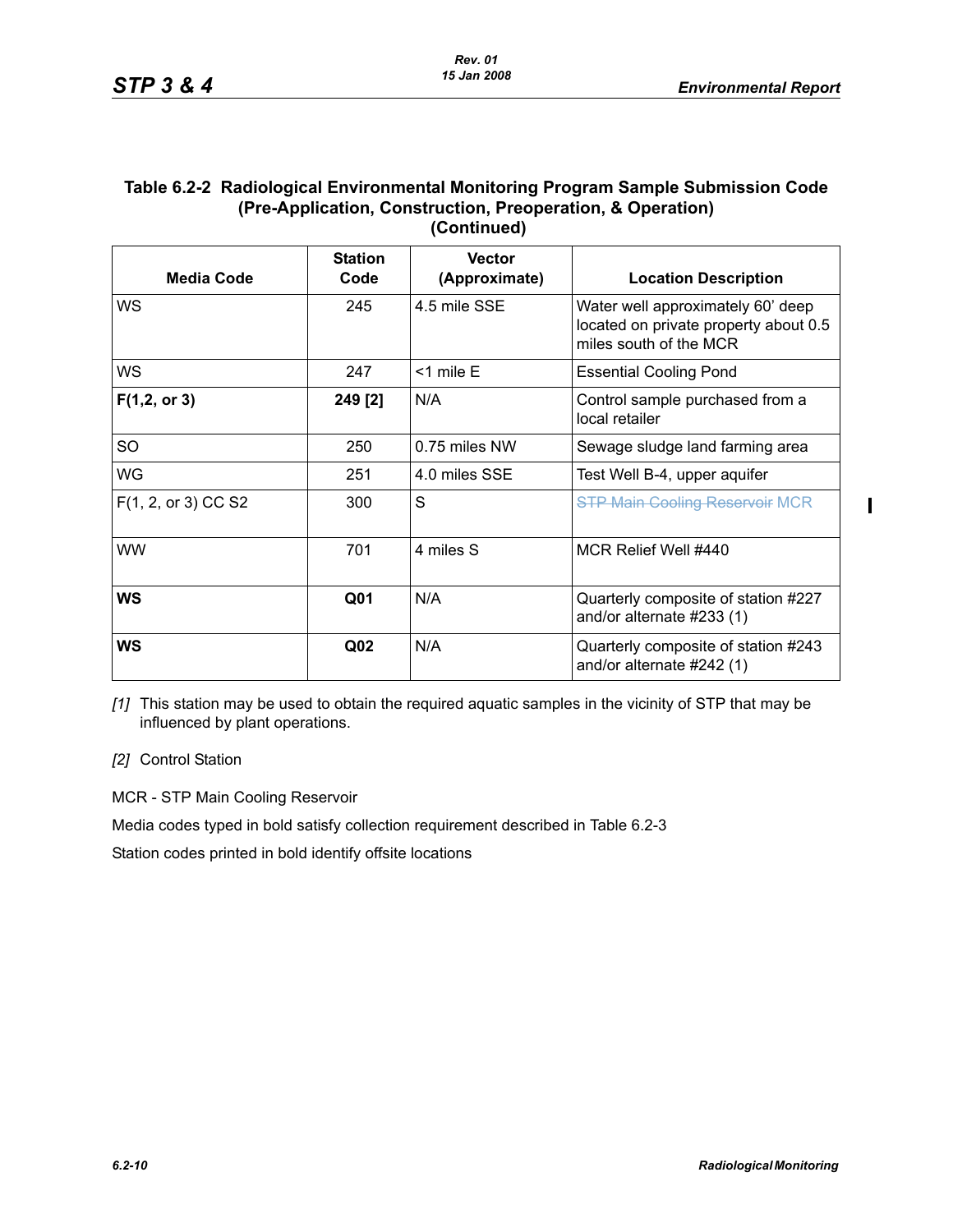## Table 6.2-2 Radiological Environmental Monitoring Program Sample Submission Code (Pre-Application, Construction, Preoperation, & Operation) (Continued)

| Media Code | Station Code | Vector (Approximate) | Location Description |
|---|---|---|---|
| WS | 245 | 4.5 mile SSE | Water well approximately 60' deep located on private property about 0.5 miles south of the MCR |
| WS | 247 | <1 mile E | Essential Cooling Pond |
| **F(1,2, or 3)** | **249 [2]** | N/A | Control sample purchased from a local retailer |
| SO | 250 | 0.75 miles NW | Sewage sludge land farming area |
| WG | 251 | 4.0 miles SSE | Test Well B-4, upper aquifer |
| F(1, 2, or 3) CC S2 | 300 | S | ~~STP Main Cooling Reservoir~~ MCR |
| WW | 701 | 4 miles S | MCR Relief Well #440 |
| **WS** | **Q01** | N/A | Quarterly composite of station #227 and/or alternate #233 (1) |
| **WS** | **Q02** | N/A | Quarterly composite of station #243 and/or alternate #242 (1) |

*[1]* This station may be used to obtain the required aquatic samples in the vicinity of STP that may be influenced by plant operations.

*[2]* Control Station

MCR - STP Main Cooling Reservoir

Media codes typed in bold satisfy collection requirement described in Table 6.2-3

Station codes printed in bold identify offsite locations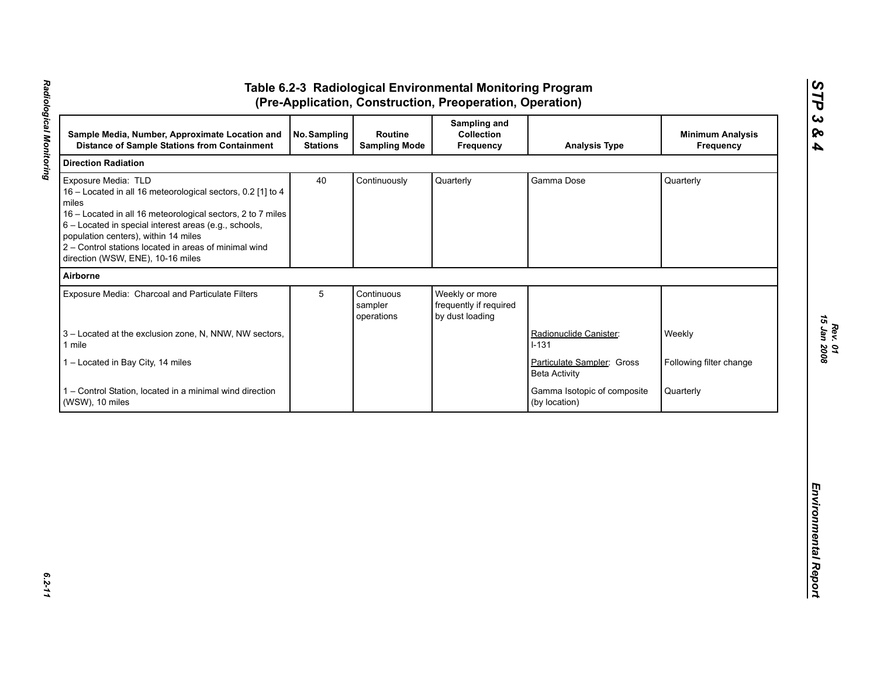## Table 6.2-3 Radiological Environmental Monitoring Program (Pre-Application, Construction, Preoperation, Operation)

| Sample Media, Number, Approximate Location and Distance of Sample Stations from Containment | No. Sampling Stations | Routine Sampling Mode | Sampling and Collection Frequency | Analysis Type | Minimum Analysis Frequency |
|---|---|---|---|---|---|
| **Direction Radiation** | | | | | |
| Exposure Media: TLD<br>16 – Located in all 16 meteorological sectors, 0.2 [1] to 4 miles<br>16 – Located in all 16 meteorological sectors, 2 to 7 miles<br>6 – Located in special interest areas (e.g., schools, population centers), within 14 miles<br>2 – Control stations located in areas of minimal wind direction (WSW, ENE), 10-16 miles | 40 | Continuously | Quarterly | Gamma Dose | Quarterly |
| **Airborne** | | | | | |
| Exposure Media: Charcoal and Particulate Filters | 5 | Continuous sampler operations | Weekly or more frequently if required by dust loading | | |
| 3 – Located at the exclusion zone, N, NNW, NW sectors, 1 mile | | | | Radionuclide Canister: I-131 | Weekly |
| 1 – Located in Bay City, 14 miles | | | | Particulate Sampler: Gross Beta Activity | Following filter change |
| 1 – Control Station, located in a minimal wind direction (WSW), 10 miles | | | | Gamma Isotopic of composite (by location) | Quarterly |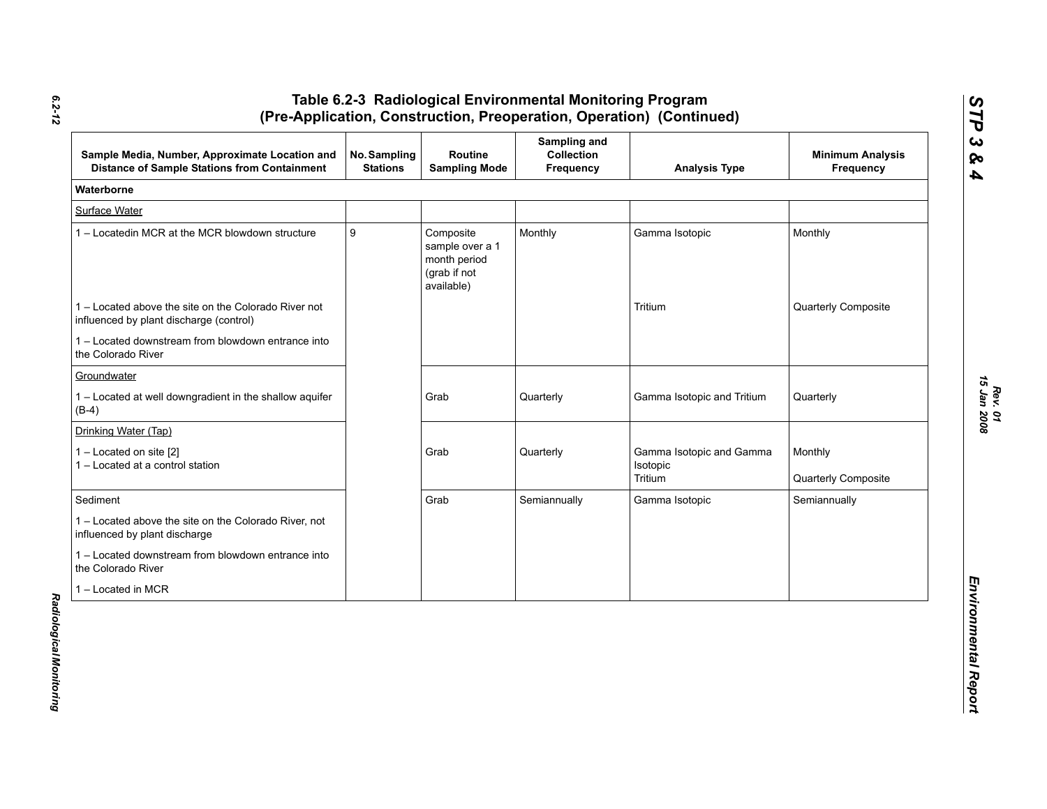# Table 6.2-3 Radiological Environmental Monitoring Program (Pre-Application, Construction, Preoperation, Operation) (Continued)

| Sample Media, Number, Approximate Location and Distance of Sample Stations from Containment | No. Sampling Stations | Routine Sampling Mode | Sampling and Collection Frequency | Analysis Type | Minimum Analysis Frequency |
|---|---|---|---|---|---|
| **Waterborne** | | | | | |
| Surface Water | | | | | |
| 1 – Locatedin MCR at the MCR blowdown structure | 9 | Composite sample over a 1 month period (grab if not available) | Monthly | Gamma Isotopic | Monthly |
| 1 – Located above the site on the Colorado River not influenced by plant discharge (control) | | | | Tritium | Quarterly Composite |
| 1 – Located downstream from blowdown entrance into the Colorado River | | | | | |
| Groundwater<br>1 – Located at well downgradient in the shallow aquifer (B-4) | | Grab | Quarterly | Gamma Isotopic and Tritium | Quarterly |
| Drinking Water (Tap)<br>1 – Located on site [2]<br>1 – Located at a control station | | Grab | Quarterly | Gamma Isotopic and Gamma Isotopic<br>Tritium | Monthly<br>Quarterly Composite |
| Sediment | | Grab | Semiannually | Gamma Isotopic | Semiannually |
| 1 – Located above the site on the Colorado River, not influenced by plant discharge | | | | | |
| 1 – Located downstream from blowdown entrance into the Colorado River | | | | | |
| 1 – Located in MCR | | | | | |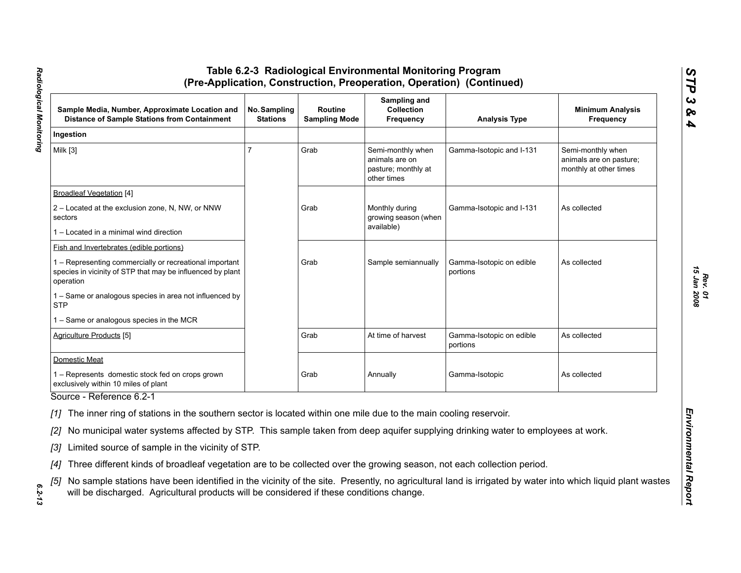## Table 6.2-3 Radiological Environmental Monitoring Program (Pre-Application, Construction, Preoperation, Operation) (Continued)

| Sample Media, Number, Approximate Location and Distance of Sample Stations from Containment | No. Sampling Stations | Routine Sampling Mode | Sampling and Collection Frequency | Analysis Type | Minimum Analysis Frequency |
|---|---|---|---|---|---|
| **Ingestion** | | | | | |
| Milk [3] | 7 | Grab | Semi-monthly when animals are on pasture; monthly at other times | Gamma-Isotopic and I-131 | Semi-monthly when animals are on pasture; monthly at other times |
| Broadleaf Vegetation [4]<br>2 – Located at the exclusion zone, N, NW, or NNW sectors<br>1 – Located in a minimal wind direction | | Grab | Monthly during growing season (when available) | Gamma-Isotopic and I-131 | As collected |
| Fish and Invertebrates (edible portions)<br>1 – Representing commercially or recreational important species in vicinity of STP that may be influenced by plant operation<br>1 – Same or analogous species in area not influenced by STP<br>1 – Same or analogous species in the MCR | | Grab | Sample semiannually | Gamma-Isotopic on edible portions | As collected |
| Agriculture Products [5] | | Grab | At time of harvest | Gamma-Isotopic on edible portions | As collected |
| Domestic Meat<br>1 – Represents domestic stock fed on crops grown exclusively within 10 miles of plant | | Grab | Annually | Gamma-Isotopic | As collected |

Source - Reference 6.2-1

*[1]* The inner ring of stations in the southern sector is located within one mile due to the main cooling reservoir.

*[2]* No municipal water systems affected by STP. This sample taken from deep aquifer supplying drinking water to employees at work.

*[3]* Limited source of sample in the vicinity of STP.

*[4]* Three different kinds of broadleaf vegetation are to be collected over the growing season, not each collection period.

*[5]* No sample stations have been identified in the vicinity of the site. Presently, no agricultural land is irrigated by water into which liquid plant wastes will be discharged. Agricultural products will be considered if these conditions change.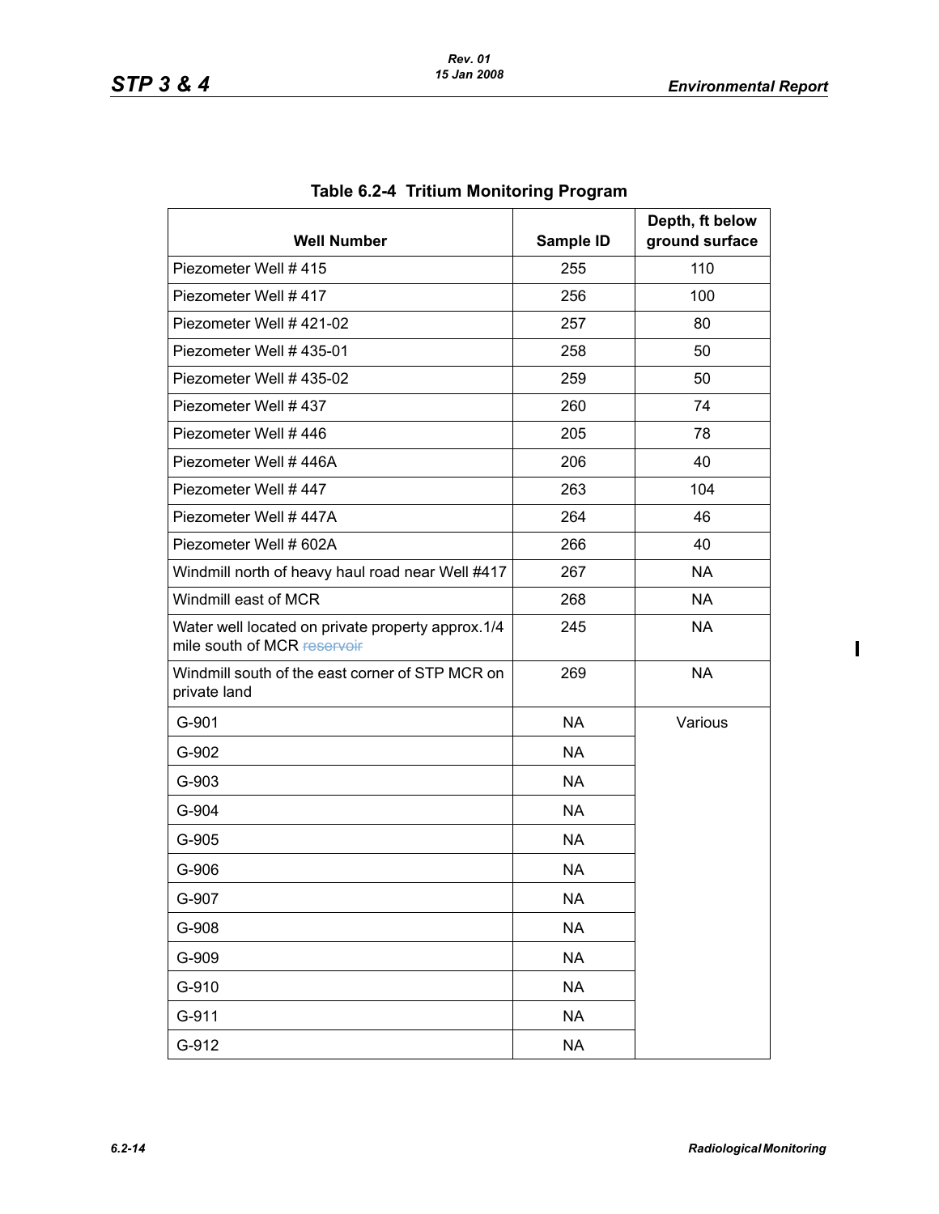## Table 6.2-4 Tritium Monitoring Program

| Well Number | Sample ID | Depth, ft below ground surface |
|---|---|---|
| Piezometer Well # 415 | 255 | 110 |
| Piezometer Well # 417 | 256 | 100 |
| Piezometer Well # 421-02 | 257 | 80 |
| Piezometer Well # 435-01 | 258 | 50 |
| Piezometer Well # 435-02 | 259 | 50 |
| Piezometer Well # 437 | 260 | 74 |
| Piezometer Well # 446 | 205 | 78 |
| Piezometer Well # 446A | 206 | 40 |
| Piezometer Well # 447 | 263 | 104 |
| Piezometer Well # 447A | 264 | 46 |
| Piezometer Well # 602A | 266 | 40 |
| Windmill north of heavy haul road near Well #417 | 267 | NA |
| Windmill east of MCR | 268 | NA |
| Water well located on private property approx.1/4 mile south of MCR ~~reservoir~~ | 245 | NA |
| Windmill south of the east corner of STP MCR on private land | 269 | NA |
| G-901 | NA | Various |
| G-902 | NA | |
| G-903 | NA | |
| G-904 | NA | |
| G-905 | NA | |
| G-906 | NA | |
| G-907 | NA | |
| G-908 | NA | |
| G-909 | NA | |
| G-910 | NA | |
| G-911 | NA | |
| G-912 | NA | |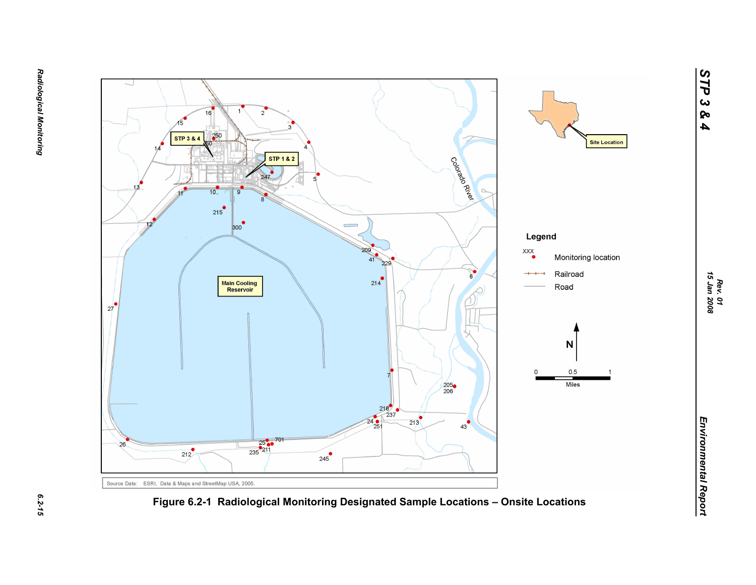Source Data: ESRI, Data & Maps and StreetMap USA, 2005.

**Figure 6.2-1 Radiological Monitoring Designated Sample Locations – Onsite Locations**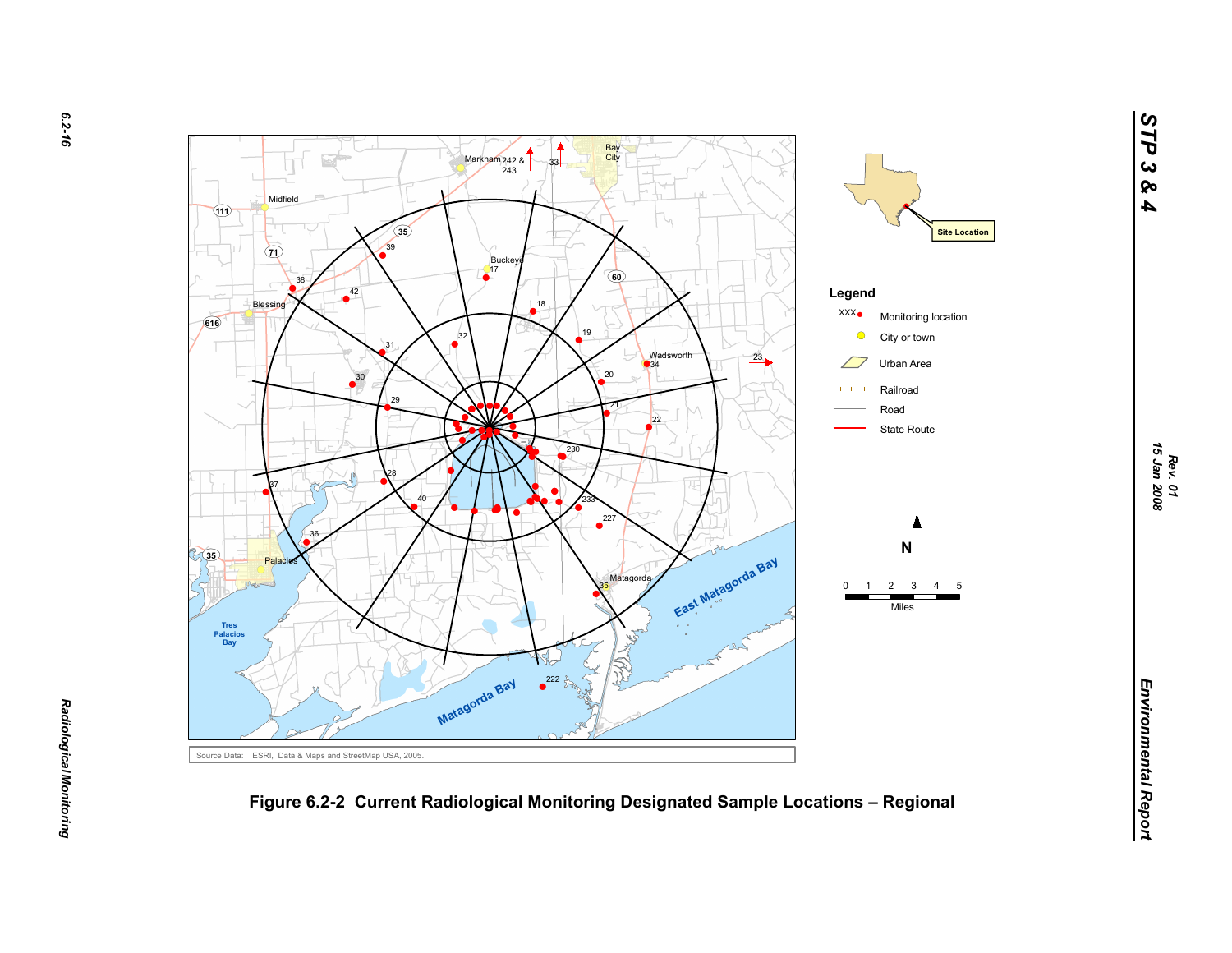Source Data: ESRI, Data & Maps and StreetMap USA, 2005.

**Figure 6.2-2 Current Radiological Monitoring Designated Sample Locations – Regional**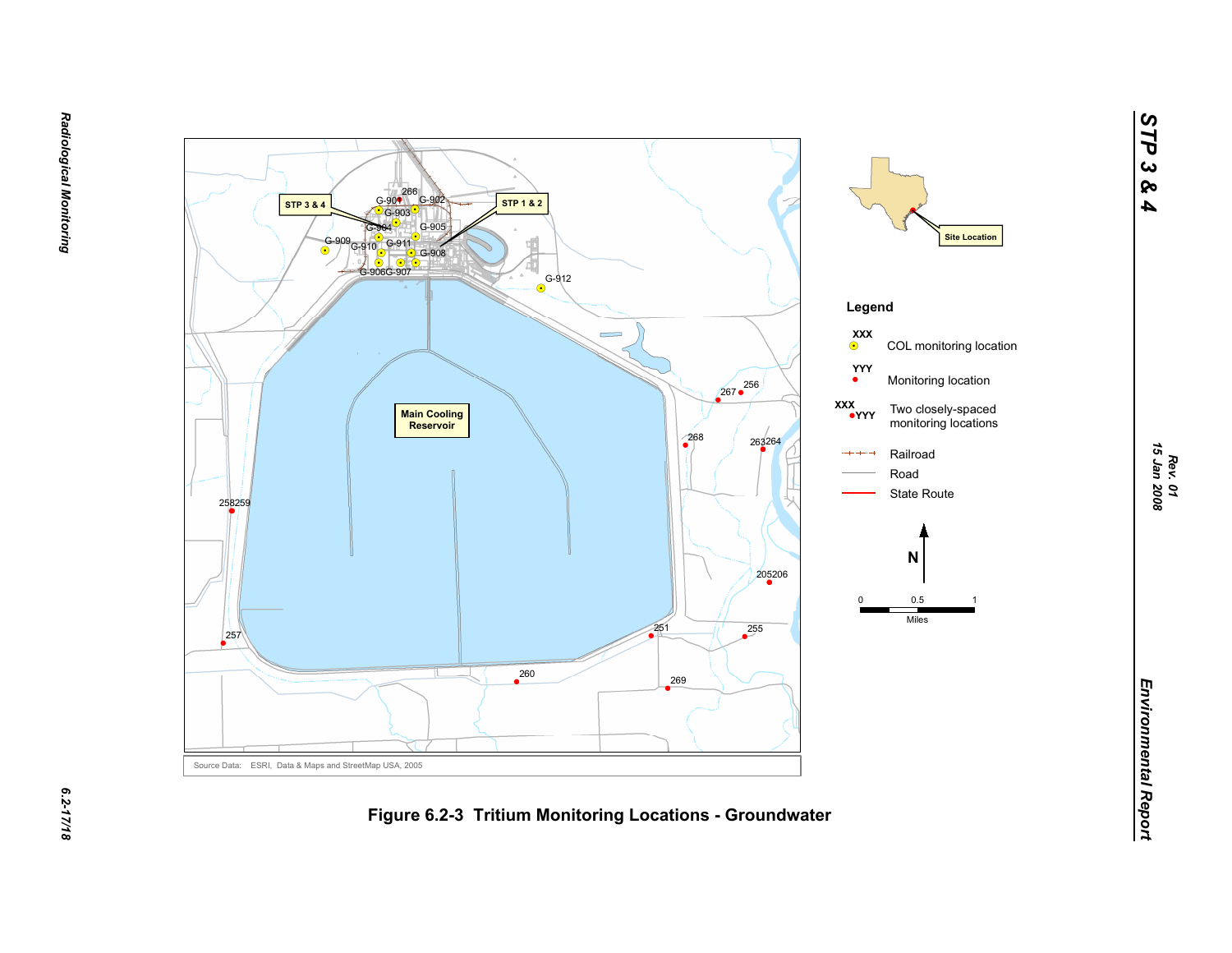STP 3 & 4

STP 1 & 2

G-901
266
G-902
G-903
G-904
G-905
G-909
G-910
G-911
G-908
G-906
G-907
G-912

Main Cooling Reservoir

267
256
268
263264
258259
205206
257
251
255
260
269

Site Location

Legend

XXX COL monitoring location

YYY Monitoring location

XXX YYY Two closely-spaced monitoring locations

Railroad

Road

State Route

N

0 0.5 1

Miles

Source Data: ESRI, Data & Maps and StreetMap USA, 2005

**Figure 6.2-3 Tritium Monitoring Locations - Groundwater**